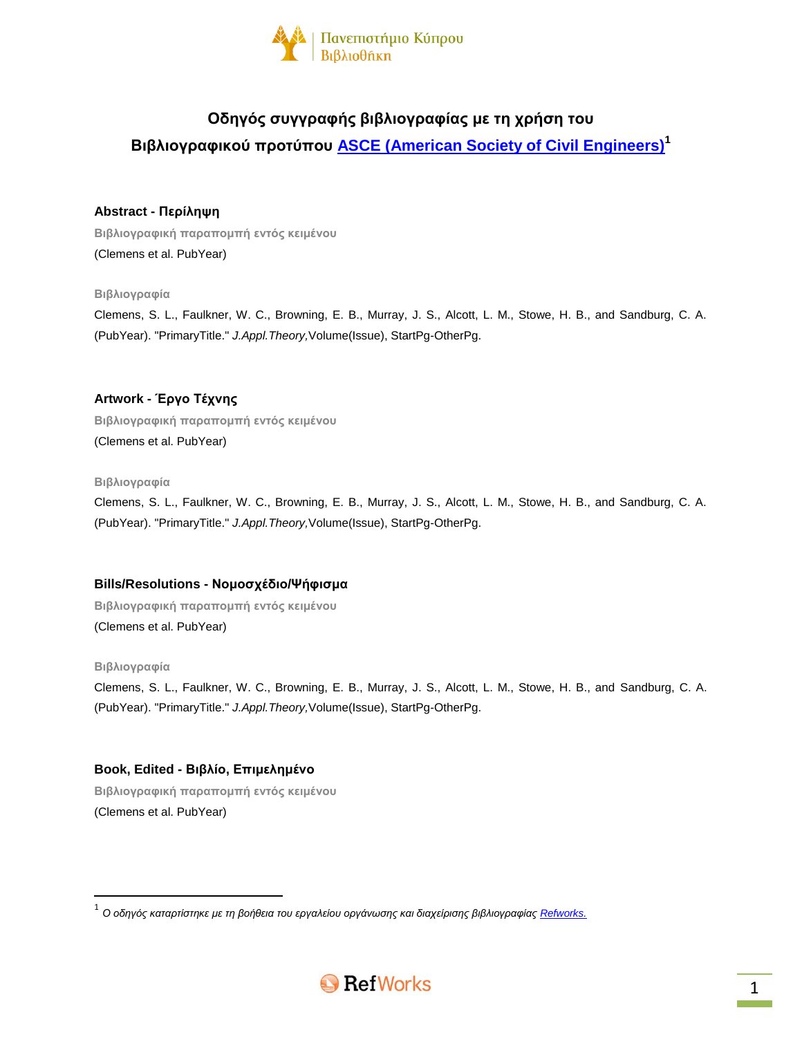# Οδηγός συγγραφής βιβλιογραφίας με τη χρήση του Βιβλιογραφικού προτύπου [ASCE (American Society of Civil Engineers)](#)[1]

## Abstract - Περίληψη

**Βιβλιογραφική παραπομπή εντός κειμένου**

(Clemens et al. PubYear)

**Βιβλιογραφία**

Clemens, S. L., Faulkner, W. C., Browning, E. B., Murray, J. S., Alcott, L. M., Stowe, H. B., and Sandburg, C. A. (PubYear). "PrimaryTitle." *J.Appl.Theory,*Volume(Issue), StartPg-OtherPg.

## Artwork - Έργο Τέχνης

**Βιβλιογραφική παραπομπή εντός κειμένου**

(Clemens et al. PubYear)

**Βιβλιογραφία**

Clemens, S. L., Faulkner, W. C., Browning, E. B., Murray, J. S., Alcott, L. M., Stowe, H. B., and Sandburg, C. A. (PubYear). "PrimaryTitle." *J.Appl.Theory,*Volume(Issue), StartPg-OtherPg.

## Bills/Resolutions - Νομοσχέδιο/Ψήφισμα

**Βιβλιογραφική παραπομπή εντός κειμένου**

(Clemens et al. PubYear)

**Βιβλιογραφία**

Clemens, S. L., Faulkner, W. C., Browning, E. B., Murray, J. S., Alcott, L. M., Stowe, H. B., and Sandburg, C. A. (PubYear). "PrimaryTitle." *J.Appl.Theory,*Volume(Issue), StartPg-OtherPg.

## Book, Edited - Βιβλίο, Επιμελημένο

**Βιβλιογραφική παραπομπή εντός κειμένου**

(Clemens et al. PubYear)

---

[1] *Ο οδηγός καταρτίστηκε με τη βοήθεια του εργαλείου οργάνωσης και διαχείρισης βιβλιογραφίας [Refworks.](#)*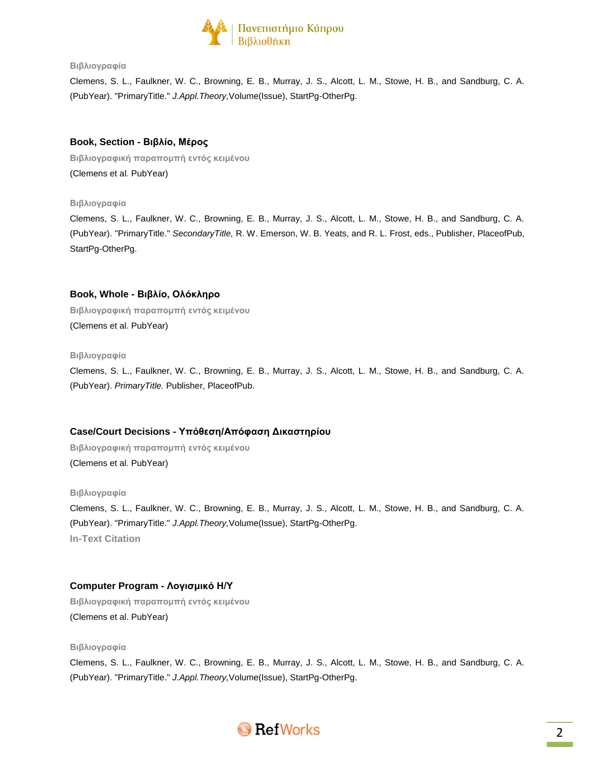**Βιβλιογραφία**

Clemens, S. L., Faulkner, W. C., Browning, E. B., Murray, J. S., Alcott, L. M., Stowe, H. B., and Sandburg, C. A. (PubYear). "PrimaryTitle." *J.Appl.Theory,*Volume(Issue), StartPg-OtherPg.

### Book, Section - Βιβλίο, Μέρος

**Βιβλιογραφική παραπομπή εντός κειμένου**

(Clemens et al. PubYear)

**Βιβλιογραφία**

Clemens, S. L., Faulkner, W. C., Browning, E. B., Murray, J. S., Alcott, L. M., Stowe, H. B., and Sandburg, C. A. (PubYear). "PrimaryTitle." *SecondaryTitle,* R. W. Emerson, W. B. Yeats, and R. L. Frost, eds., Publisher, PlaceofPub, StartPg-OtherPg.

### Book, Whole - Βιβλίο, Ολόκληρο

**Βιβλιογραφική παραπομπή εντός κειμένου**

(Clemens et al. PubYear)

**Βιβλιογραφία**

Clemens, S. L., Faulkner, W. C., Browning, E. B., Murray, J. S., Alcott, L. M., Stowe, H. B., and Sandburg, C. A. (PubYear). *PrimaryTitle.* Publisher, PlaceofPub.

### Case/Court Decisions - Υπόθεση/Απόφαση Δικαστηρίου

**Βιβλιογραφική παραπομπή εντός κειμένου**

(Clemens et al. PubYear)

**Βιβλιογραφία**

Clemens, S. L., Faulkner, W. C., Browning, E. B., Murray, J. S., Alcott, L. M., Stowe, H. B., and Sandburg, C. A. (PubYear). "PrimaryTitle." *J.Appl.Theory,*Volume(Issue), StartPg-OtherPg.

**In-Text Citation**

### Computer Program - Λογισμικό Η/Υ

**Βιβλιογραφική παραπομπή εντός κειμένου**

(Clemens et al. PubYear)

**Βιβλιογραφία**

Clemens, S. L., Faulkner, W. C., Browning, E. B., Murray, J. S., Alcott, L. M., Stowe, H. B., and Sandburg, C. A. (PubYear). "PrimaryTitle." *J.Appl.Theory,*Volume(Issue), StartPg-OtherPg.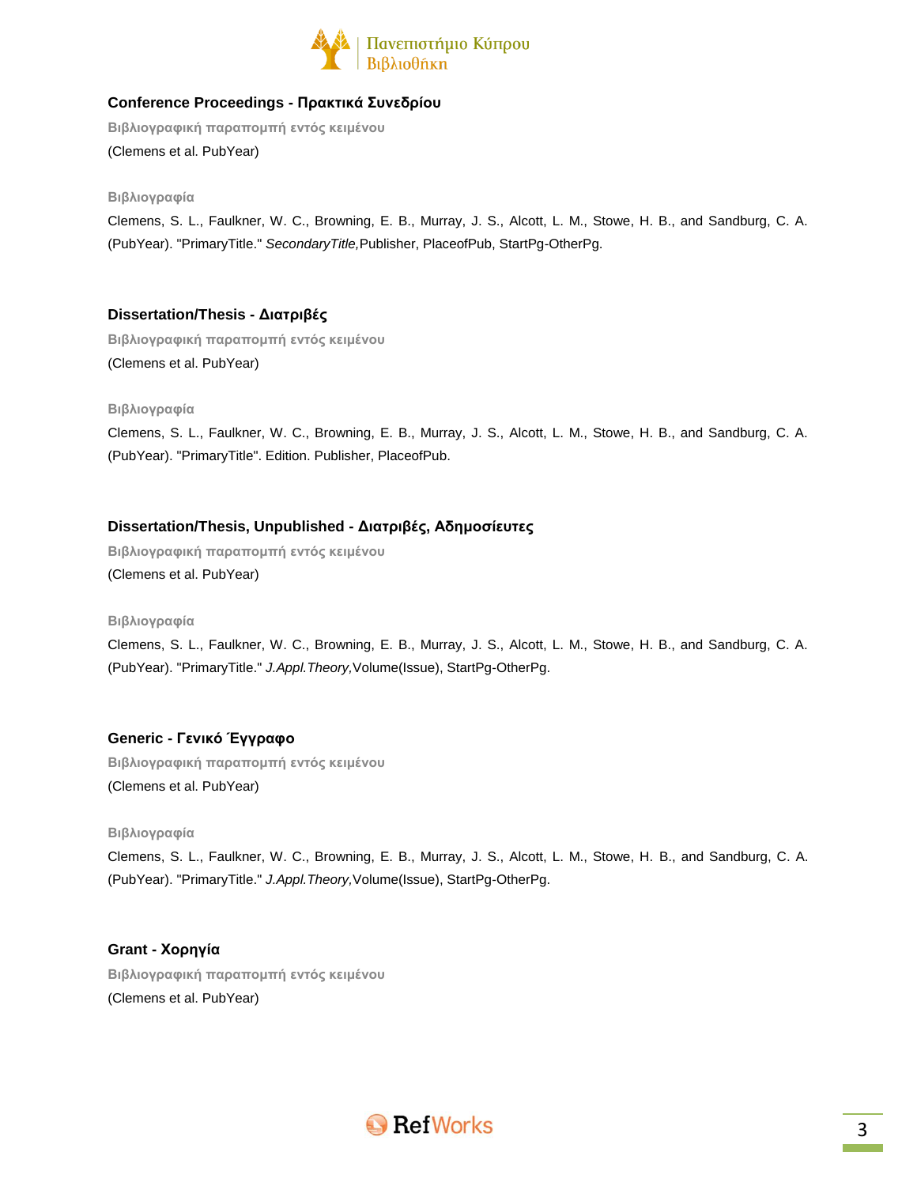## Conference Proceedings - Πρακτικά Συνεδρίου

**Βιβλιογραφική παραπομπή εντός κειμένου**

(Clemens et al. PubYear)

**Βιβλιογραφία**

Clemens, S. L., Faulkner, W. C., Browning, E. B., Murray, J. S., Alcott, L. M., Stowe, H. B., and Sandburg, C. A. (PubYear). "PrimaryTitle." *SecondaryTitle,* Publisher, PlaceofPub, StartPg-OtherPg.

## Dissertation/Thesis - Διατριβές

**Βιβλιογραφική παραπομπή εντός κειμένου**

(Clemens et al. PubYear)

**Βιβλιογραφία**

Clemens, S. L., Faulkner, W. C., Browning, E. B., Murray, J. S., Alcott, L. M., Stowe, H. B., and Sandburg, C. A. (PubYear). "PrimaryTitle". Edition. Publisher, PlaceofPub.

## Dissertation/Thesis, Unpublished - Διατριβές, Αδημοσίευτες

**Βιβλιογραφική παραπομπή εντός κειμένου**

(Clemens et al. PubYear)

**Βιβλιογραφία**

Clemens, S. L., Faulkner, W. C., Browning, E. B., Murray, J. S., Alcott, L. M., Stowe, H. B., and Sandburg, C. A. (PubYear). "PrimaryTitle." *J.Appl.Theory,*Volume(Issue), StartPg-OtherPg.

## Generic - Γενικό Έγγραφο

**Βιβλιογραφική παραπομπή εντός κειμένου**

(Clemens et al. PubYear)

**Βιβλιογραφία**

Clemens, S. L., Faulkner, W. C., Browning, E. B., Murray, J. S., Alcott, L. M., Stowe, H. B., and Sandburg, C. A. (PubYear). "PrimaryTitle." *J.Appl.Theory,*Volume(Issue), StartPg-OtherPg.

## Grant - Χορηγία

**Βιβλιογραφική παραπομπή εντός κειμένου**

(Clemens et al. PubYear)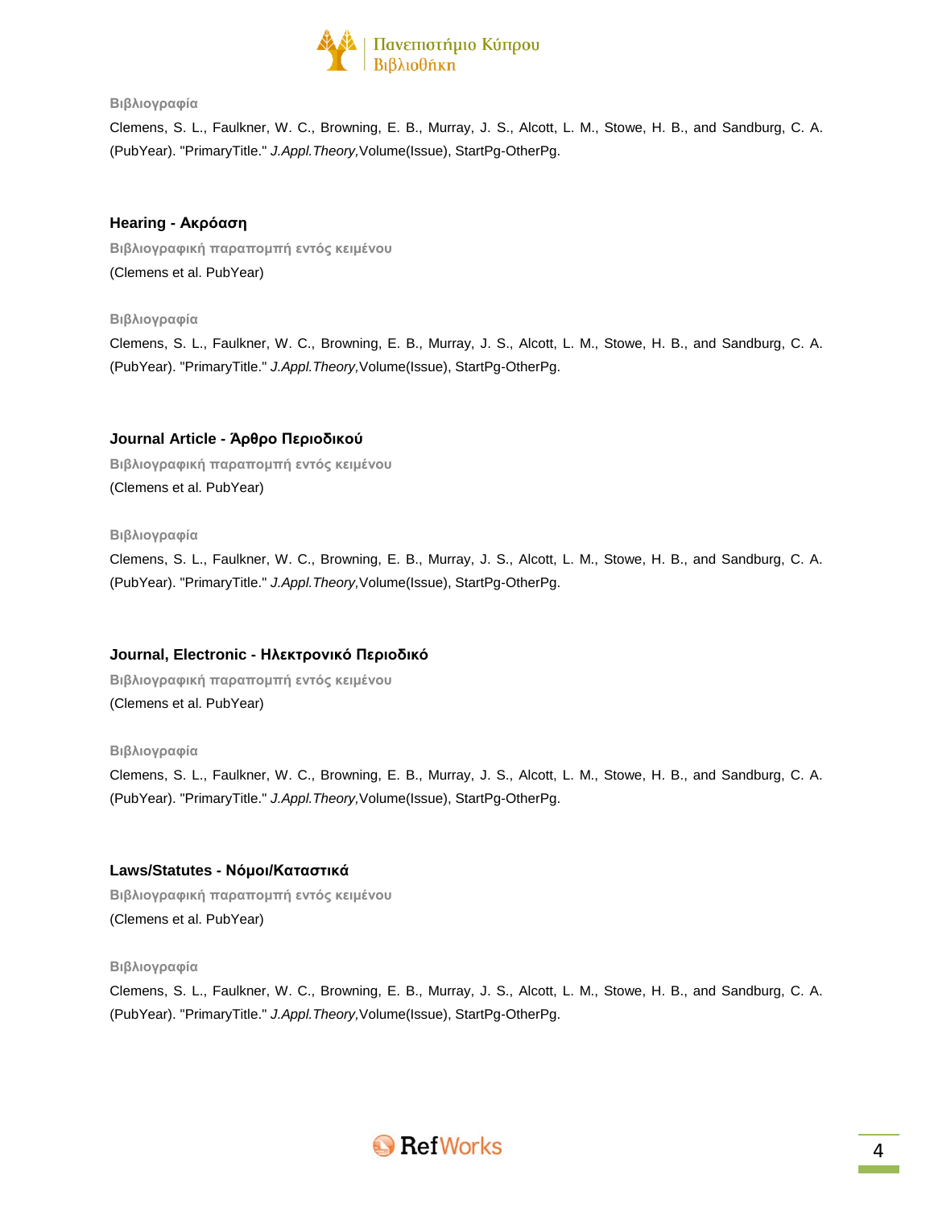Βιβλιογραφία

Clemens, S. L., Faulkner, W. C., Browning, E. B., Murray, J. S., Alcott, L. M., Stowe, H. B., and Sandburg, C. A. (PubYear). "PrimaryTitle." *J.Appl.Theory,*Volume(Issue), StartPg-OtherPg.

## Hearing - Ακρόαση

Βιβλιογραφική παραπομπή εντός κειμένου

(Clemens et al. PubYear)

Βιβλιογραφία

Clemens, S. L., Faulkner, W. C., Browning, E. B., Murray, J. S., Alcott, L. M., Stowe, H. B., and Sandburg, C. A. (PubYear). "PrimaryTitle." *J.Appl.Theory,*Volume(Issue), StartPg-OtherPg.

## Journal Article - Άρθρο Περιοδικού

Βιβλιογραφική παραπομπή εντός κειμένου

(Clemens et al. PubYear)

Βιβλιογραφία

Clemens, S. L., Faulkner, W. C., Browning, E. B., Murray, J. S., Alcott, L. M., Stowe, H. B., and Sandburg, C. A. (PubYear). "PrimaryTitle." *J.Appl.Theory,*Volume(Issue), StartPg-OtherPg.

## Journal, Electronic - Ηλεκτρονικό Περιοδικό

Βιβλιογραφική παραπομπή εντός κειμένου

(Clemens et al. PubYear)

Βιβλιογραφία

Clemens, S. L., Faulkner, W. C., Browning, E. B., Murray, J. S., Alcott, L. M., Stowe, H. B., and Sandburg, C. A. (PubYear). "PrimaryTitle." *J.Appl.Theory,*Volume(Issue), StartPg-OtherPg.

## Laws/Statutes - Νόμοι/Καταστικά

Βιβλιογραφική παραπομπή εντός κειμένου

(Clemens et al. PubYear)

Βιβλιογραφία

Clemens, S. L., Faulkner, W. C., Browning, E. B., Murray, J. S., Alcott, L. M., Stowe, H. B., and Sandburg, C. A. (PubYear). "PrimaryTitle." *J.Appl.Theory,*Volume(Issue), StartPg-OtherPg.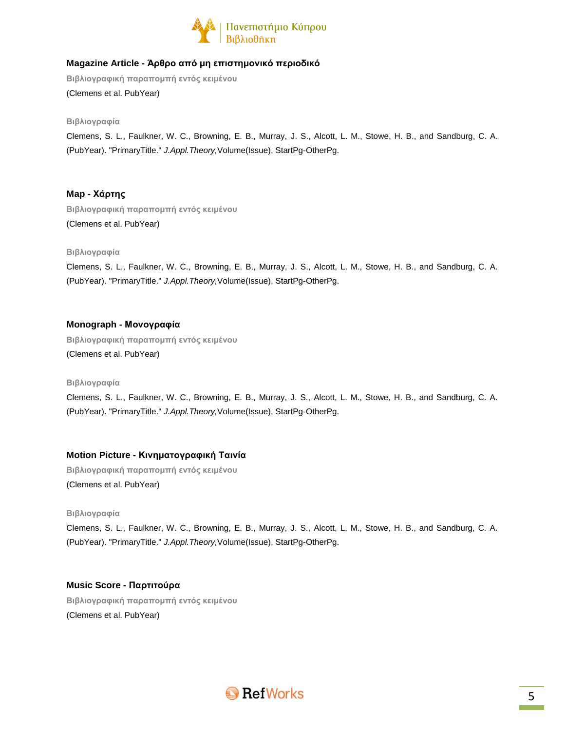### Magazine Article - Άρθρο από μη επιστημονικό περιοδικό

**Βιβλιογραφική παραπομπή εντός κειμένου**

(Clemens et al. PubYear)

**Βιβλιογραφία**

Clemens, S. L., Faulkner, W. C., Browning, E. B., Murray, J. S., Alcott, L. M., Stowe, H. B., and Sandburg, C. A. (PubYear). "PrimaryTitle." *J.Appl.Theory,*Volume(Issue), StartPg-OtherPg.

### Map - Χάρτης

**Βιβλιογραφική παραπομπή εντός κειμένου**

(Clemens et al. PubYear)

**Βιβλιογραφία**

Clemens, S. L., Faulkner, W. C., Browning, E. B., Murray, J. S., Alcott, L. M., Stowe, H. B., and Sandburg, C. A. (PubYear). "PrimaryTitle." *J.Appl.Theory,*Volume(Issue), StartPg-OtherPg.

### Monograph - Μονογραφία

**Βιβλιογραφική παραπομπή εντός κειμένου**

(Clemens et al. PubYear)

**Βιβλιογραφία**

Clemens, S. L., Faulkner, W. C., Browning, E. B., Murray, J. S., Alcott, L. M., Stowe, H. B., and Sandburg, C. A. (PubYear). "PrimaryTitle." *J.Appl.Theory,*Volume(Issue), StartPg-OtherPg.

### Motion Picture - Κινηματογραφική Ταινία

**Βιβλιογραφική παραπομπή εντός κειμένου**

(Clemens et al. PubYear)

**Βιβλιογραφία**

Clemens, S. L., Faulkner, W. C., Browning, E. B., Murray, J. S., Alcott, L. M., Stowe, H. B., and Sandburg, C. A. (PubYear). "PrimaryTitle." *J.Appl.Theory,*Volume(Issue), StartPg-OtherPg.

### Music Score - Παρτιτούρα

**Βιβλιογραφική παραπομπή εντός κειμένου**

(Clemens et al. PubYear)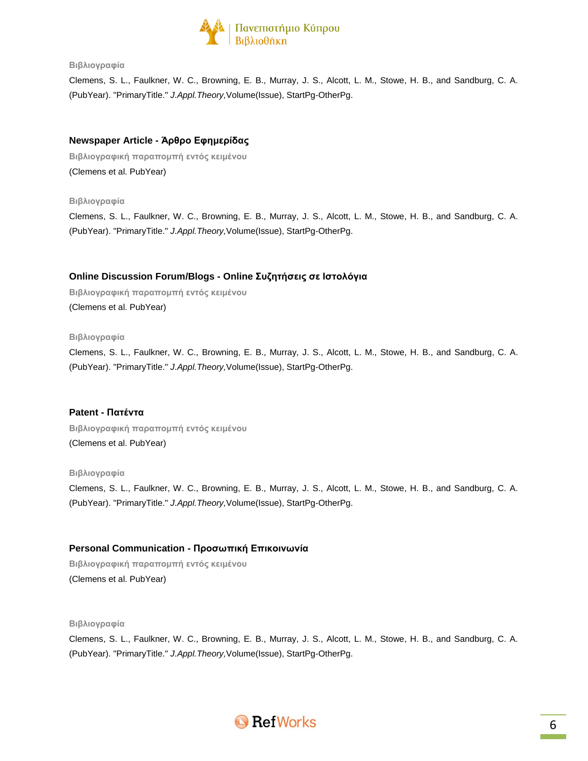**Βιβλιογραφία**

Clemens, S. L., Faulkner, W. C., Browning, E. B., Murray, J. S., Alcott, L. M., Stowe, H. B., and Sandburg, C. A. (PubYear). "PrimaryTitle." *J.Appl.Theory,*Volume(Issue), StartPg-OtherPg.

### Newspaper Article - Άρθρο Εφημερίδας

**Βιβλιογραφική παραπομπή εντός κειμένου**

(Clemens et al. PubYear)

**Βιβλιογραφία**

Clemens, S. L., Faulkner, W. C., Browning, E. B., Murray, J. S., Alcott, L. M., Stowe, H. B., and Sandburg, C. A. (PubYear). "PrimaryTitle." *J.Appl.Theory,*Volume(Issue), StartPg-OtherPg.

### Online Discussion Forum/Blogs - Online Συζητήσεις σε Ιστολόγια

**Βιβλιογραφική παραπομπή εντός κειμένου**

(Clemens et al. PubYear)

**Βιβλιογραφία**

Clemens, S. L., Faulkner, W. C., Browning, E. B., Murray, J. S., Alcott, L. M., Stowe, H. B., and Sandburg, C. A. (PubYear). "PrimaryTitle." *J.Appl.Theory,*Volume(Issue), StartPg-OtherPg.

### Patent - Πατέντα

**Βιβλιογραφική παραπομπή εντός κειμένου**

(Clemens et al. PubYear)

**Βιβλιογραφία**

Clemens, S. L., Faulkner, W. C., Browning, E. B., Murray, J. S., Alcott, L. M., Stowe, H. B., and Sandburg, C. A. (PubYear). "PrimaryTitle." *J.Appl.Theory,*Volume(Issue), StartPg-OtherPg.

### Personal Communication - Προσωπική Επικοινωνία

**Βιβλιογραφική παραπομπή εντός κειμένου**

(Clemens et al. PubYear)

**Βιβλιογραφία**

Clemens, S. L., Faulkner, W. C., Browning, E. B., Murray, J. S., Alcott, L. M., Stowe, H. B., and Sandburg, C. A. (PubYear). "PrimaryTitle." *J.Appl.Theory,*Volume(Issue), StartPg-OtherPg.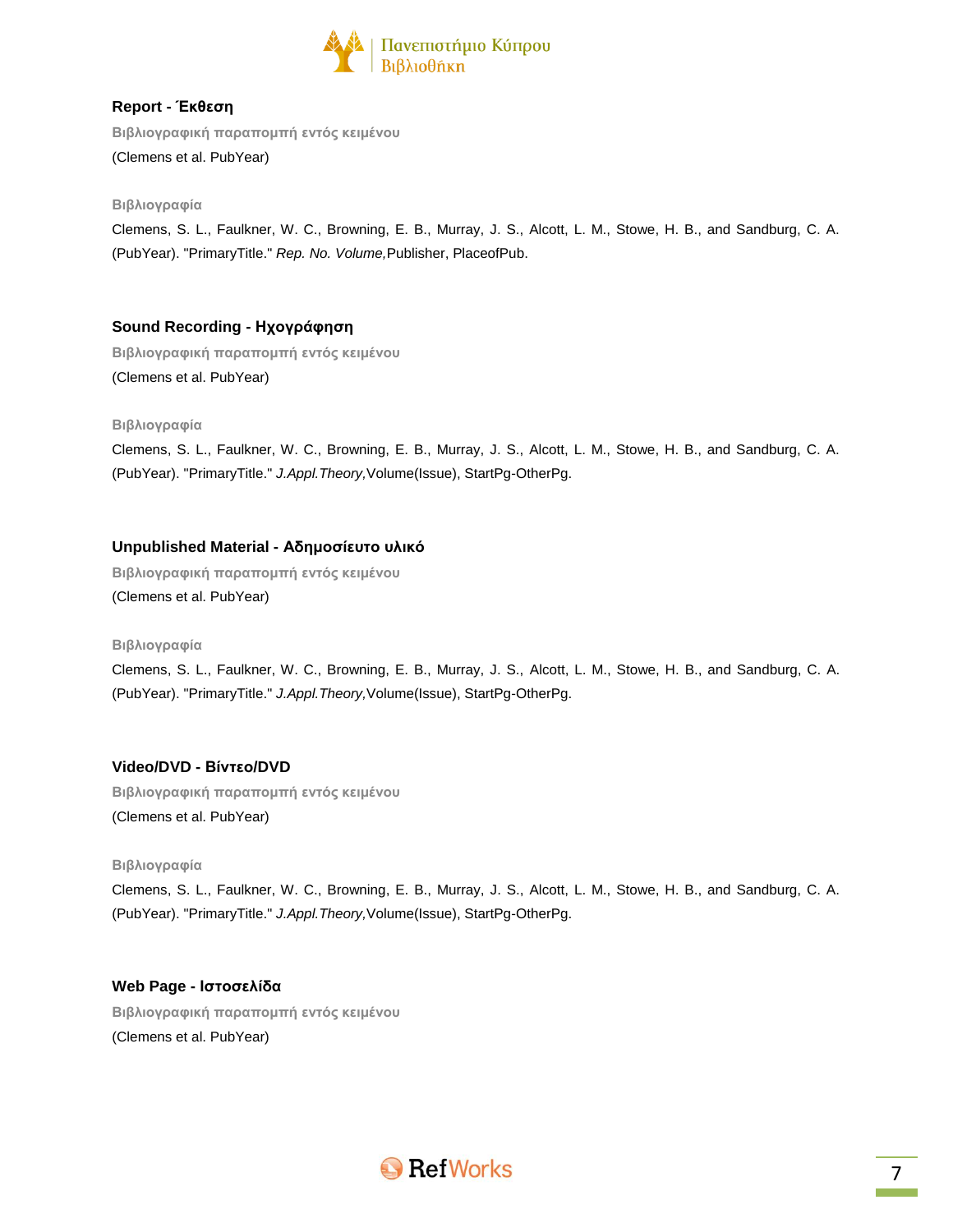### Report - Έκθεση

**Βιβλιογραφική παραπομπή εντός κειμένου**

(Clemens et al. PubYear)

**Βιβλιογραφία**

Clemens, S. L., Faulkner, W. C., Browning, E. B., Murray, J. S., Alcott, L. M., Stowe, H. B., and Sandburg, C. A. (PubYear). "PrimaryTitle." *Rep. No. Volume,* Publisher, PlaceofPub.

### Sound Recording - Ηχογράφηση

**Βιβλιογραφική παραπομπή εντός κειμένου**

(Clemens et al. PubYear)

**Βιβλιογραφία**

Clemens, S. L., Faulkner, W. C., Browning, E. B., Murray, J. S., Alcott, L. M., Stowe, H. B., and Sandburg, C. A. (PubYear). "PrimaryTitle." *J.Appl.Theory,*Volume(Issue), StartPg-OtherPg.

### Unpublished Material - Αδημοσίευτο υλικό

**Βιβλιογραφική παραπομπή εντός κειμένου**

(Clemens et al. PubYear)

**Βιβλιογραφία**

Clemens, S. L., Faulkner, W. C., Browning, E. B., Murray, J. S., Alcott, L. M., Stowe, H. B., and Sandburg, C. A. (PubYear). "PrimaryTitle." *J.Appl.Theory,*Volume(Issue), StartPg-OtherPg.

### Video/DVD - Βίντεο/DVD

**Βιβλιογραφική παραπομπή εντός κειμένου**

(Clemens et al. PubYear)

**Βιβλιογραφία**

Clemens, S. L., Faulkner, W. C., Browning, E. B., Murray, J. S., Alcott, L. M., Stowe, H. B., and Sandburg, C. A. (PubYear). "PrimaryTitle." *J.Appl.Theory,*Volume(Issue), StartPg-OtherPg.

### Web Page - Ιστοσελίδα

**Βιβλιογραφική παραπομπή εντός κειμένου**

(Clemens et al. PubYear)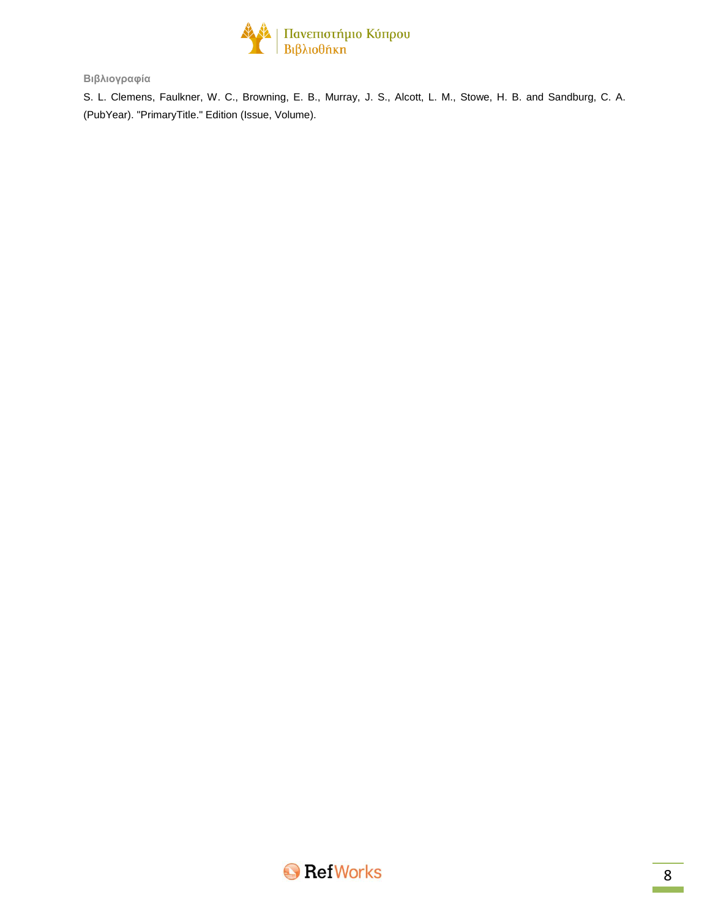**Βιβλιογραφία**

S. L. Clemens, Faulkner, W. C., Browning, E. B., Murray, J. S., Alcott, L. M., Stowe, H. B. and Sandburg, C. A. (PubYear). "PrimaryTitle." Edition (Issue, Volume).